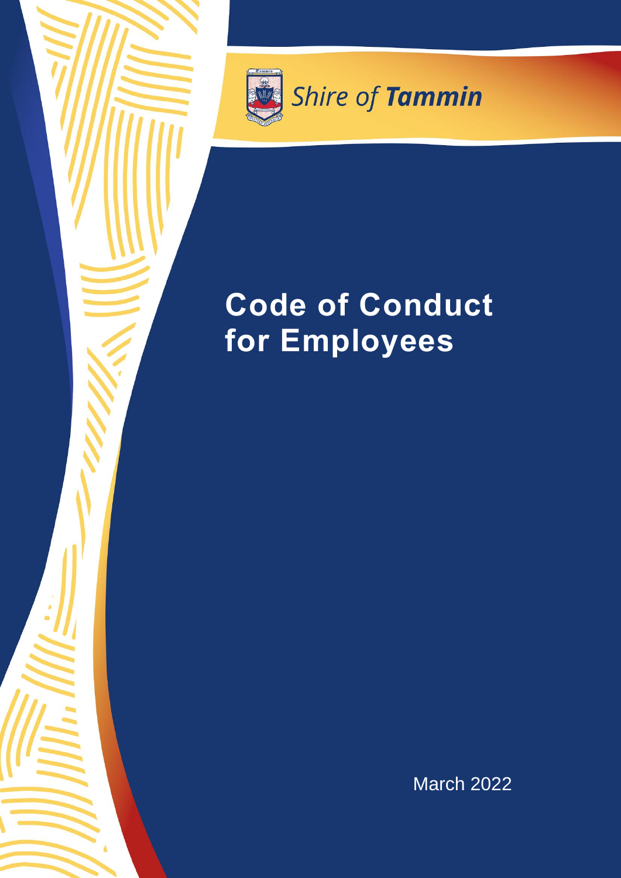Shire of **Tammin**

# Code of Conduct for Employees

March 2022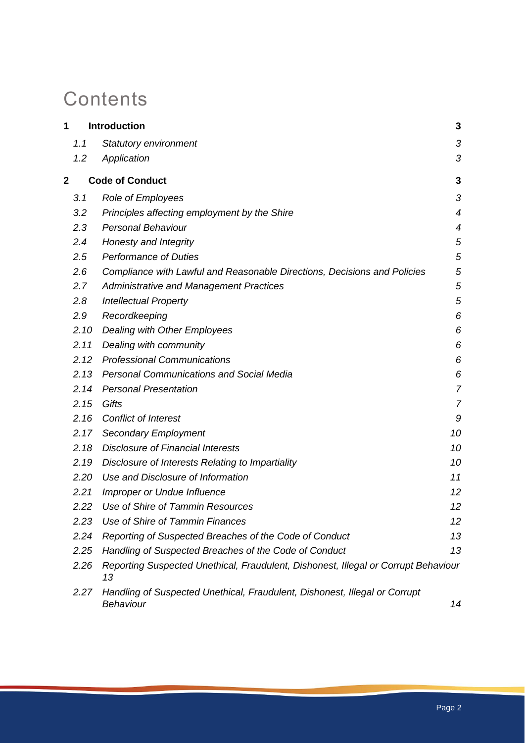# Contents

| | | |
|---|---|---|
| **1** | **Introduction** | **3** |
| *1.1* | *Statutory environment* | *3* |
| *1.2* | *Application* | *3* |
| **2** | **Code of Conduct** | **3** |
| *3.1* | *Role of Employees* | *3* |
| *3.2* | *Principles affecting employment by the Shire* | *4* |
| *2.3* | *Personal Behaviour* | *4* |
| *2.4* | *Honesty and Integrity* | *5* |
| *2.5* | *Performance of Duties* | *5* |
| *2.6* | *Compliance with Lawful and Reasonable Directions, Decisions and Policies* | *5* |
| *2.7* | *Administrative and Management Practices* | *5* |
| *2.8* | *Intellectual Property* | *5* |
| *2.9* | *Recordkeeping* | *6* |
| *2.10* | *Dealing with Other Employees* | *6* |
| *2.11* | *Dealing with community* | *6* |
| *2.12* | *Professional Communications* | *6* |
| *2.13* | *Personal Communications and Social Media* | *6* |
| *2.14* | *Personal Presentation* | *7* |
| *2.15* | *Gifts* | *7* |
| *2.16* | *Conflict of Interest* | *9* |
| *2.17* | *Secondary Employment* | *10* |
| *2.18* | *Disclosure of Financial Interests* | *10* |
| *2.19* | *Disclosure of Interests Relating to Impartiality* | *10* |
| *2.20* | *Use and Disclosure of Information* | *11* |
| *2.21* | *Improper or Undue Influence* | *12* |
| *2.22* | *Use of Shire of Tammin Resources* | *12* |
| *2.23* | *Use of Shire of Tammin Finances* | *12* |
| *2.24* | *Reporting of Suspected Breaches of the Code of Conduct* | *13* |
| *2.25* | *Handling of Suspected Breaches of the Code of Conduct* | *13* |
| *2.26* | *Reporting Suspected Unethical, Fraudulent, Dishonest, Illegal or Corrupt Behaviour* | *13* |
| *2.27* | *Handling of Suspected Unethical, Fraudulent, Dishonest, Illegal or Corrupt Behaviour* | *14* |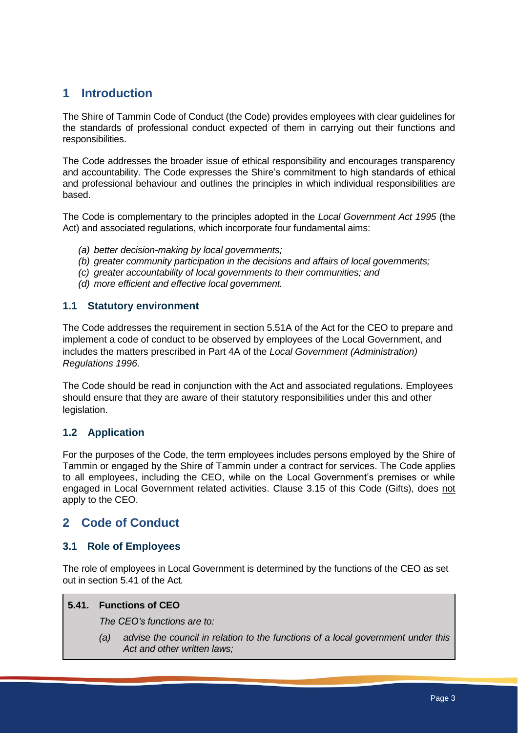# 1 Introduction

The Shire of Tammin Code of Conduct (the Code) provides employees with clear guidelines for the standards of professional conduct expected of them in carrying out their functions and responsibilities.

The Code addresses the broader issue of ethical responsibility and encourages transparency and accountability. The Code expresses the Shire's commitment to high standards of ethical and professional behaviour and outlines the principles in which individual responsibilities are based.

The Code is complementary to the principles adopted in the *Local Government Act 1995* (the Act) and associated regulations, which incorporate four fundamental aims:

*(a) better decision-making by local governments;*
*(b) greater community participation in the decisions and affairs of local governments;*
*(c) greater accountability of local governments to their communities; and*
*(d) more efficient and effective local government.*

## 1.1 Statutory environment

The Code addresses the requirement in section 5.51A of the Act for the CEO to prepare and implement a code of conduct to be observed by employees of the Local Government, and includes the matters prescribed in Part 4A of the *Local Government (Administration) Regulations 1996*.

The Code should be read in conjunction with the Act and associated regulations. Employees should ensure that they are aware of their statutory responsibilities under this and other legislation.

## 1.2 Application

For the purposes of the Code, the term employees includes persons employed by the Shire of Tammin or engaged by the Shire of Tammin under a contract for services. The Code applies to all employees, including the CEO, while on the Local Government's premises or while engaged in Local Government related activities. Clause 3.15 of this Code (Gifts), does not apply to the CEO.

# 2 Code of Conduct

## 3.1 Role of Employees

The role of employees in Local Government is determined by the functions of the CEO as set out in section 5.41 of the Act.

> **5.41. Functions of CEO**
>
> *The CEO's functions are to:*
>
> *(a) advise the council in relation to the functions of a local government under this Act and other written laws;*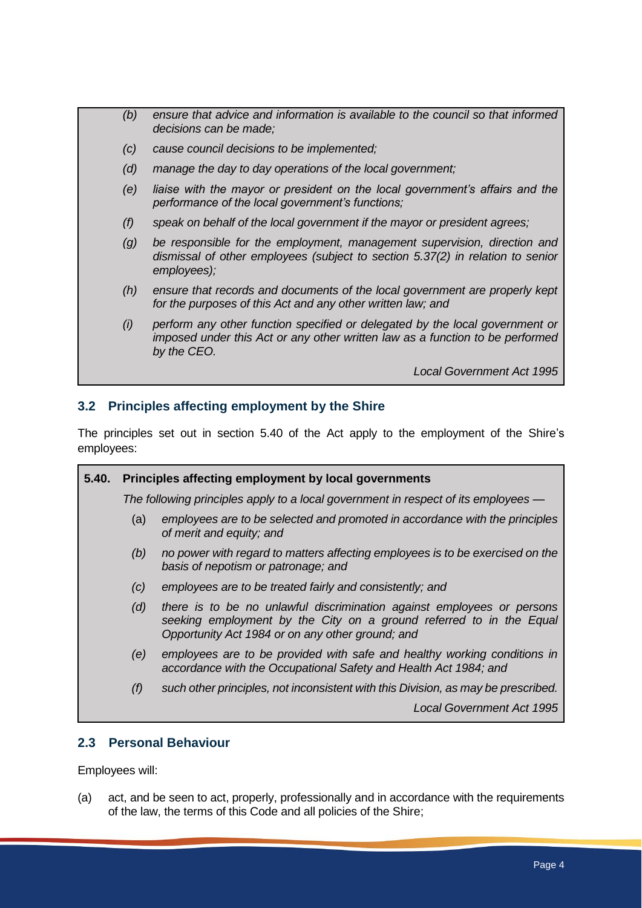> *(b)* *ensure that advice and information is available to the council so that informed decisions can be made;*
>
> *(c)* *cause council decisions to be implemented;*
>
> *(d)* *manage the day to day operations of the local government;*
>
> *(e)* *liaise with the mayor or president on the local government's affairs and the performance of the local government's functions;*
>
> *(f)* *speak on behalf of the local government if the mayor or president agrees;*
>
> *(g)* *be responsible for the employment, management supervision, direction and dismissal of other employees (subject to section 5.37(2) in relation to senior employees);*
>
> *(h)* *ensure that records and documents of the local government are properly kept for the purposes of this Act and any other written law; and*
>
> *(i)* *perform any other function specified or delegated by the local government or imposed under this Act or any other written law as a function to be performed by the CEO.*
>
> *Local Government Act 1995*

### 3.2 Principles affecting employment by the Shire

The principles set out in section 5.40 of the Act apply to the employment of the Shire's employees:

> **5.40. Principles affecting employment by local governments**
>
> *The following principles apply to a local government in respect of its employees —*
>
> (a) *employees are to be selected and promoted in accordance with the principles of merit and equity; and*
>
> *(b)* *no power with regard to matters affecting employees is to be exercised on the basis of nepotism or patronage; and*
>
> *(c)* *employees are to be treated fairly and consistently; and*
>
> *(d)* *there is to be no unlawful discrimination against employees or persons seeking employment by the City on a ground referred to in the Equal Opportunity Act 1984 or on any other ground; and*
>
> *(e)* *employees are to be provided with safe and healthy working conditions in accordance with the Occupational Safety and Health Act 1984; and*
>
> *(f)* *such other principles, not inconsistent with this Division, as may be prescribed.*
>
> *Local Government Act 1995*

### 2.3 Personal Behaviour

Employees will:

(a) act, and be seen to act, properly, professionally and in accordance with the requirements of the law, the terms of this Code and all policies of the Shire;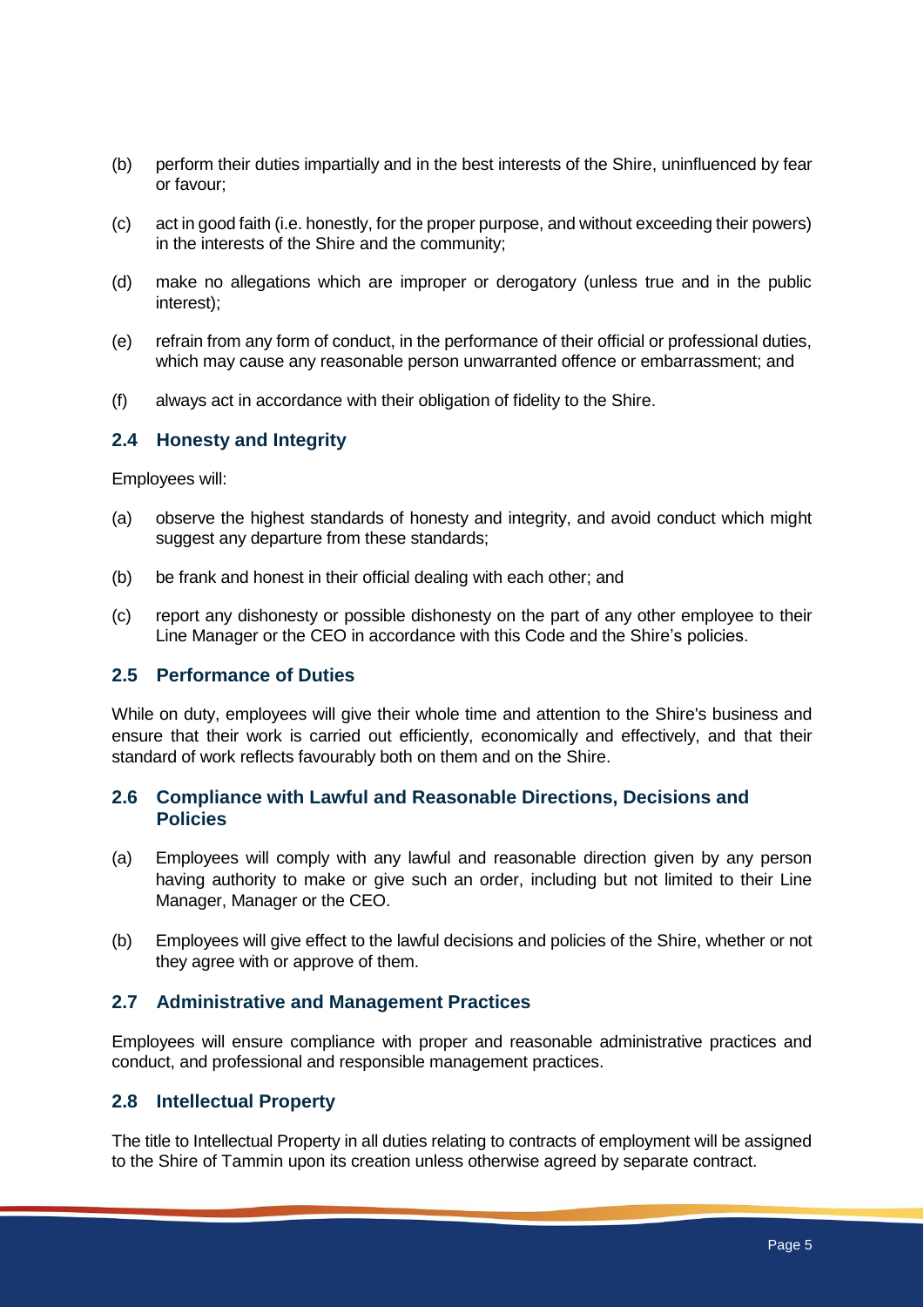(b) perform their duties impartially and in the best interests of the Shire, uninfluenced by fear or favour;

(c) act in good faith (i.e. honestly, for the proper purpose, and without exceeding their powers) in the interests of the Shire and the community;

(d) make no allegations which are improper or derogatory (unless true and in the public interest);

(e) refrain from any form of conduct, in the performance of their official or professional duties, which may cause any reasonable person unwarranted offence or embarrassment; and

(f) always act in accordance with their obligation of fidelity to the Shire.

## 2.4 Honesty and Integrity

Employees will:

(a) observe the highest standards of honesty and integrity, and avoid conduct which might suggest any departure from these standards;

(b) be frank and honest in their official dealing with each other; and

(c) report any dishonesty or possible dishonesty on the part of any other employee to their Line Manager or the CEO in accordance with this Code and the Shire's policies.

## 2.5 Performance of Duties

While on duty, employees will give their whole time and attention to the Shire's business and ensure that their work is carried out efficiently, economically and effectively, and that their standard of work reflects favourably both on them and on the Shire.

## 2.6 Compliance with Lawful and Reasonable Directions, Decisions and Policies

(a) Employees will comply with any lawful and reasonable direction given by any person having authority to make or give such an order, including but not limited to their Line Manager, Manager or the CEO.

(b) Employees will give effect to the lawful decisions and policies of the Shire, whether or not they agree with or approve of them.

## 2.7 Administrative and Management Practices

Employees will ensure compliance with proper and reasonable administrative practices and conduct, and professional and responsible management practices.

## 2.8 Intellectual Property

The title to Intellectual Property in all duties relating to contracts of employment will be assigned to the Shire of Tammin upon its creation unless otherwise agreed by separate contract.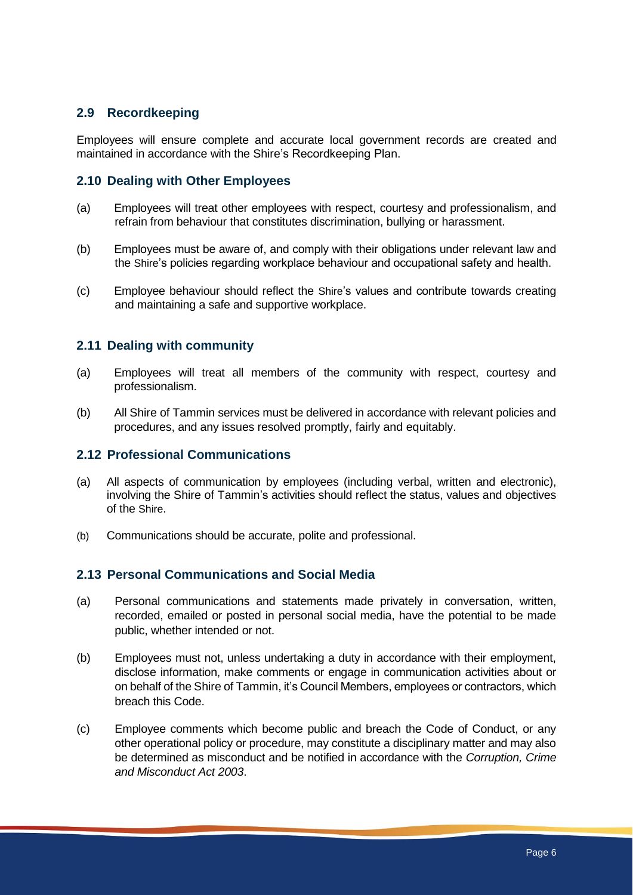## 2.9 Recordkeeping

Employees will ensure complete and accurate local government records are created and maintained in accordance with the Shire's Recordkeeping Plan.

## 2.10 Dealing with Other Employees

(a) Employees will treat other employees with respect, courtesy and professionalism, and refrain from behaviour that constitutes discrimination, bullying or harassment.

(b) Employees must be aware of, and comply with their obligations under relevant law and the Shire's policies regarding workplace behaviour and occupational safety and health.

(c) Employee behaviour should reflect the Shire's values and contribute towards creating and maintaining a safe and supportive workplace.

## 2.11 Dealing with community

(a) Employees will treat all members of the community with respect, courtesy and professionalism.

(b) All Shire of Tammin services must be delivered in accordance with relevant policies and procedures, and any issues resolved promptly, fairly and equitably.

## 2.12 Professional Communications

(a) All aspects of communication by employees (including verbal, written and electronic), involving the Shire of Tammin's activities should reflect the status, values and objectives of the Shire.

(b) Communications should be accurate, polite and professional.

## 2.13 Personal Communications and Social Media

(a) Personal communications and statements made privately in conversation, written, recorded, emailed or posted in personal social media, have the potential to be made public, whether intended or not.

(b) Employees must not, unless undertaking a duty in accordance with their employment, disclose information, make comments or engage in communication activities about or on behalf of the Shire of Tammin, it's Council Members, employees or contractors, which breach this Code.

(c) Employee comments which become public and breach the Code of Conduct, or any other operational policy or procedure, may constitute a disciplinary matter and may also be determined as misconduct and be notified in accordance with the *Corruption, Crime and Misconduct Act 2003*.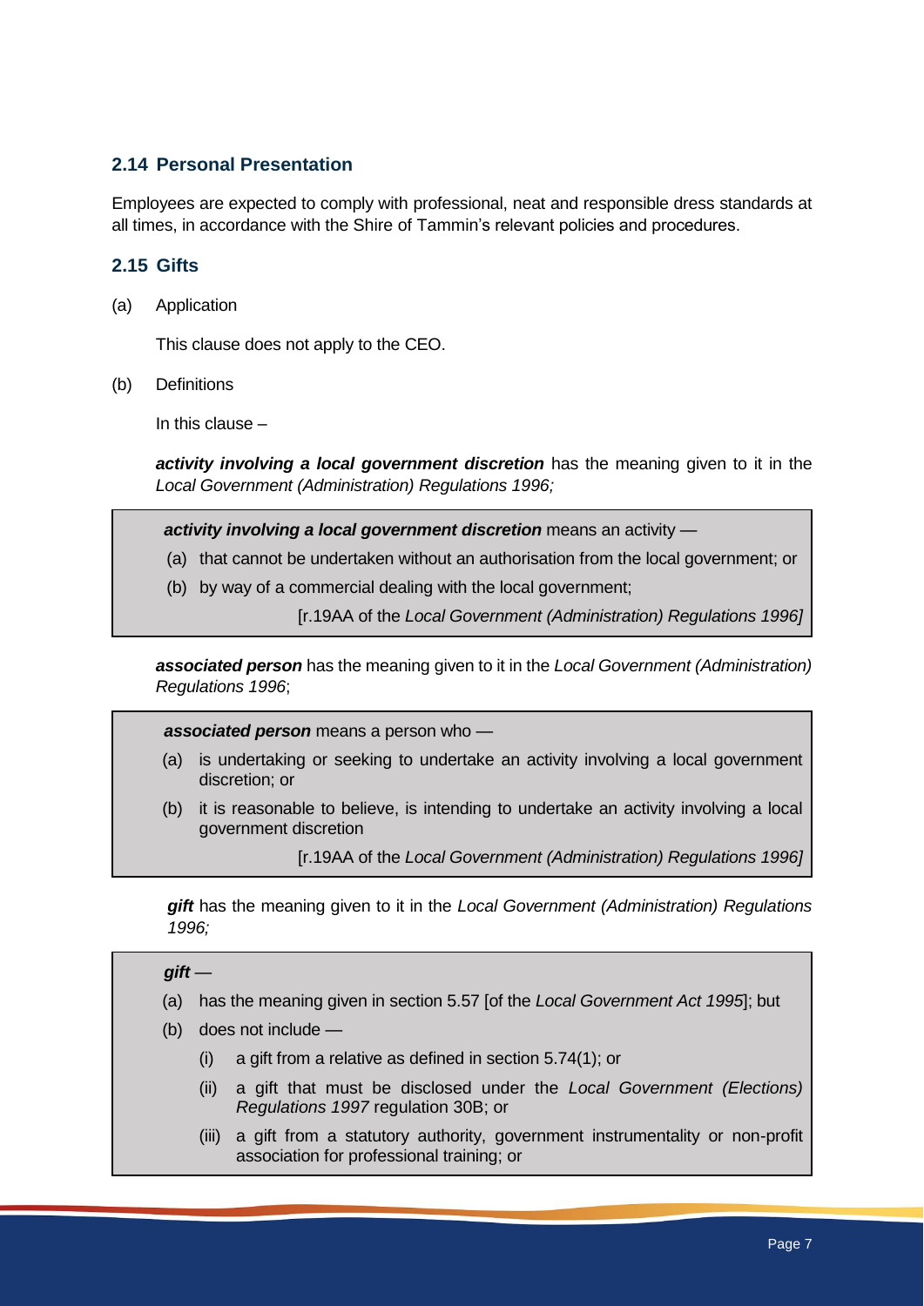## 2.14 Personal Presentation

Employees are expected to comply with professional, neat and responsible dress standards at all times, in accordance with the Shire of Tammin's relevant policies and procedures.

## 2.15 Gifts

(a) Application

This clause does not apply to the CEO.

(b) Definitions

In this clause –

***activity involving a local government discretion*** has the meaning given to it in the *Local Government (Administration) Regulations 1996;*

> ***activity involving a local government discretion*** means an activity —
>
> (a) that cannot be undertaken without an authorisation from the local government; or
>
> (b) by way of a commercial dealing with the local government;
>
> [r.19AA of the *Local Government (Administration) Regulations 1996]*

***associated person*** has the meaning given to it in the *Local Government (Administration) Regulations 1996*;

> ***associated person*** means a person who —
>
> (a) is undertaking or seeking to undertake an activity involving a local government discretion; or
>
> (b) it is reasonable to believe, is intending to undertake an activity involving a local government discretion
>
> [r.19AA of the *Local Government (Administration) Regulations 1996]*

***gift*** has the meaning given to it in the *Local Government (Administration) Regulations 1996;*

> ***gift*** —
>
> (a) has the meaning given in section 5.57 [of the *Local Government Act 1995*]; but
>
> (b) does not include —
>
> (i) a gift from a relative as defined in section 5.74(1); or
>
> (ii) a gift that must be disclosed under the *Local Government (Elections) Regulations 1997* regulation 30B; or
>
> (iii) a gift from a statutory authority, government instrumentality or non-profit association for professional training; or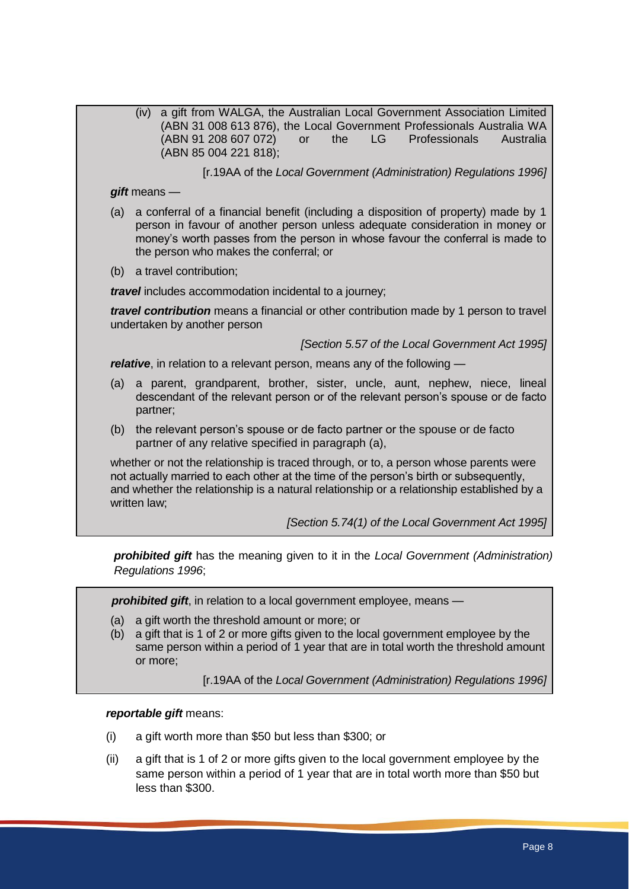(iv) a gift from WALGA, the Australian Local Government Association Limited (ABN 31 008 613 876), the Local Government Professionals Australia WA (ABN 91 208 607 072) or the LG Professionals Australia (ABN 85 004 221 818);

[r.19AA of the *Local Government (Administration) Regulations 1996]*

***gift*** means —

(a) a conferral of a financial benefit (including a disposition of property) made by 1 person in favour of another person unless adequate consideration in money or money's worth passes from the person in whose favour the conferral is made to the person who makes the conferral; or

(b) a travel contribution;

***travel*** includes accommodation incidental to a journey;

***travel contribution*** means a financial or other contribution made by 1 person to travel undertaken by another person

*[Section 5.57 of the Local Government Act 1995]*

***relative***, in relation to a relevant person, means any of the following —

(a) a parent, grandparent, brother, sister, uncle, aunt, nephew, niece, lineal descendant of the relevant person or of the relevant person's spouse or de facto partner;

(b) the relevant person's spouse or de facto partner or the spouse or de facto partner of any relative specified in paragraph (a),

whether or not the relationship is traced through, or to, a person whose parents were not actually married to each other at the time of the person's birth or subsequently, and whether the relationship is a natural relationship or a relationship established by a written law;

*[Section 5.74(1) of the Local Government Act 1995]*

***prohibited gift*** has the meaning given to it in the *Local Government (Administration) Regulations 1996*;

***prohibited gift***, in relation to a local government employee, means —

(a) a gift worth the threshold amount or more; or
(b) a gift that is 1 of 2 or more gifts given to the local government employee by the same person within a period of 1 year that are in total worth the threshold amount or more;

[r.19AA of the *Local Government (Administration) Regulations 1996]*

***reportable gift*** means:

(i) a gift worth more than $50 but less than $300; or

(ii) a gift that is 1 of 2 or more gifts given to the local government employee by the same person within a period of 1 year that are in total worth more than $50 but less than $300.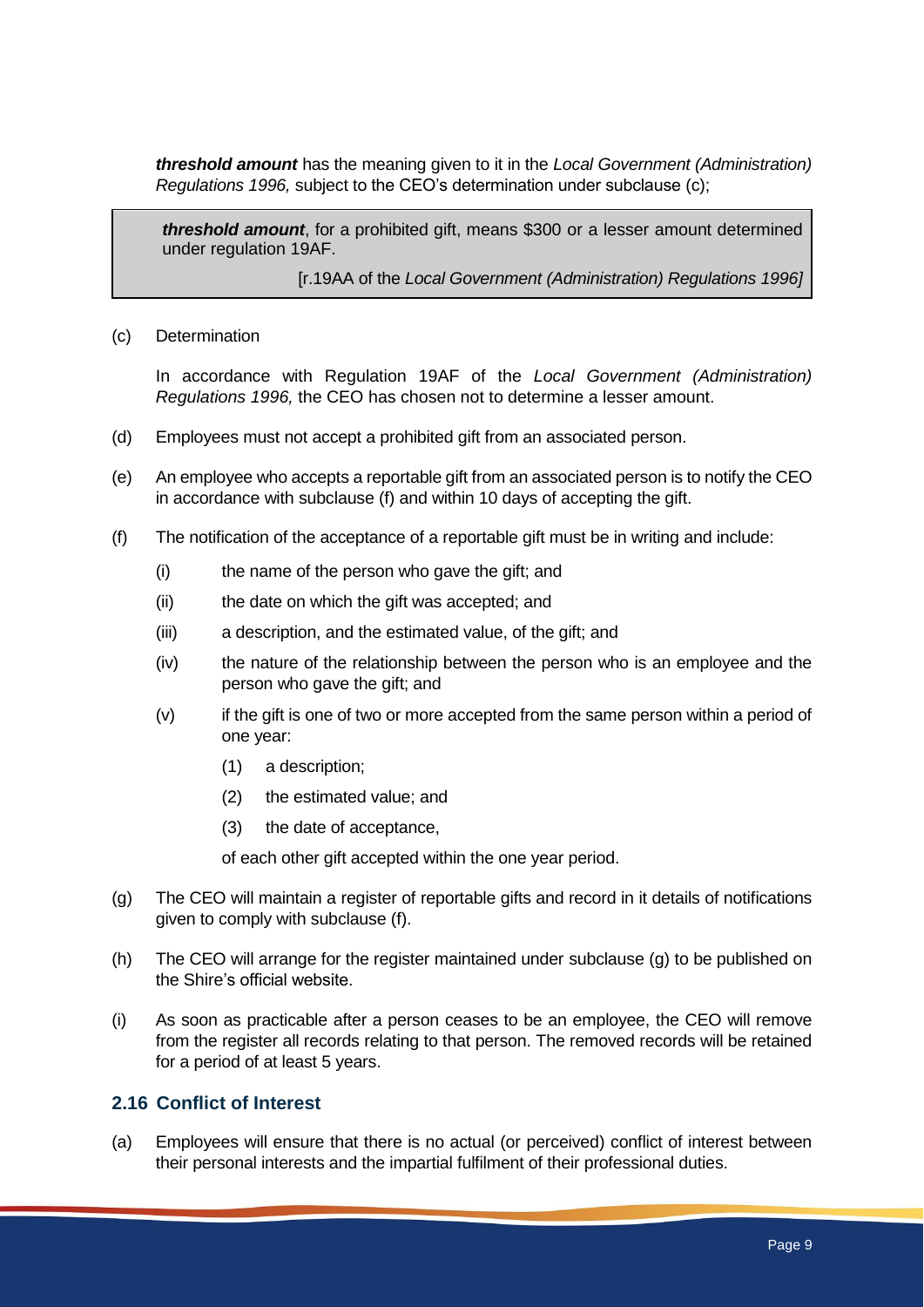***threshold amount*** has the meaning given to it in the *Local Government (Administration) Regulations 1996,* subject to the CEO's determination under subclause (c);

> ***threshold amount***, for a prohibited gift, means $300 or a lesser amount determined under regulation 19AF.
>
> [r.19AA of the *Local Government (Administration) Regulations 1996]*

(c) Determination

In accordance with Regulation 19AF of the *Local Government (Administration) Regulations 1996,* the CEO has chosen not to determine a lesser amount.

(d) Employees must not accept a prohibited gift from an associated person.

(e) An employee who accepts a reportable gift from an associated person is to notify the CEO in accordance with subclause (f) and within 10 days of accepting the gift.

(f) The notification of the acceptance of a reportable gift must be in writing and include:

- (i) the name of the person who gave the gift; and
- (ii) the date on which the gift was accepted; and
- (iii) a description, and the estimated value, of the gift; and
- (iv) the nature of the relationship between the person who is an employee and the person who gave the gift; and
- (v) if the gift is one of two or more accepted from the same person within a period of one year:
  - (1) a description;
  - (2) the estimated value; and
  - (3) the date of acceptance,

  of each other gift accepted within the one year period.

(g) The CEO will maintain a register of reportable gifts and record in it details of notifications given to comply with subclause (f).

(h) The CEO will arrange for the register maintained under subclause (g) to be published on the Shire's official website.

(i) As soon as practicable after a person ceases to be an employee, the CEO will remove from the register all records relating to that person. The removed records will be retained for a period of at least 5 years.

## 2.16 Conflict of Interest

(a) Employees will ensure that there is no actual (or perceived) conflict of interest between their personal interests and the impartial fulfilment of their professional duties.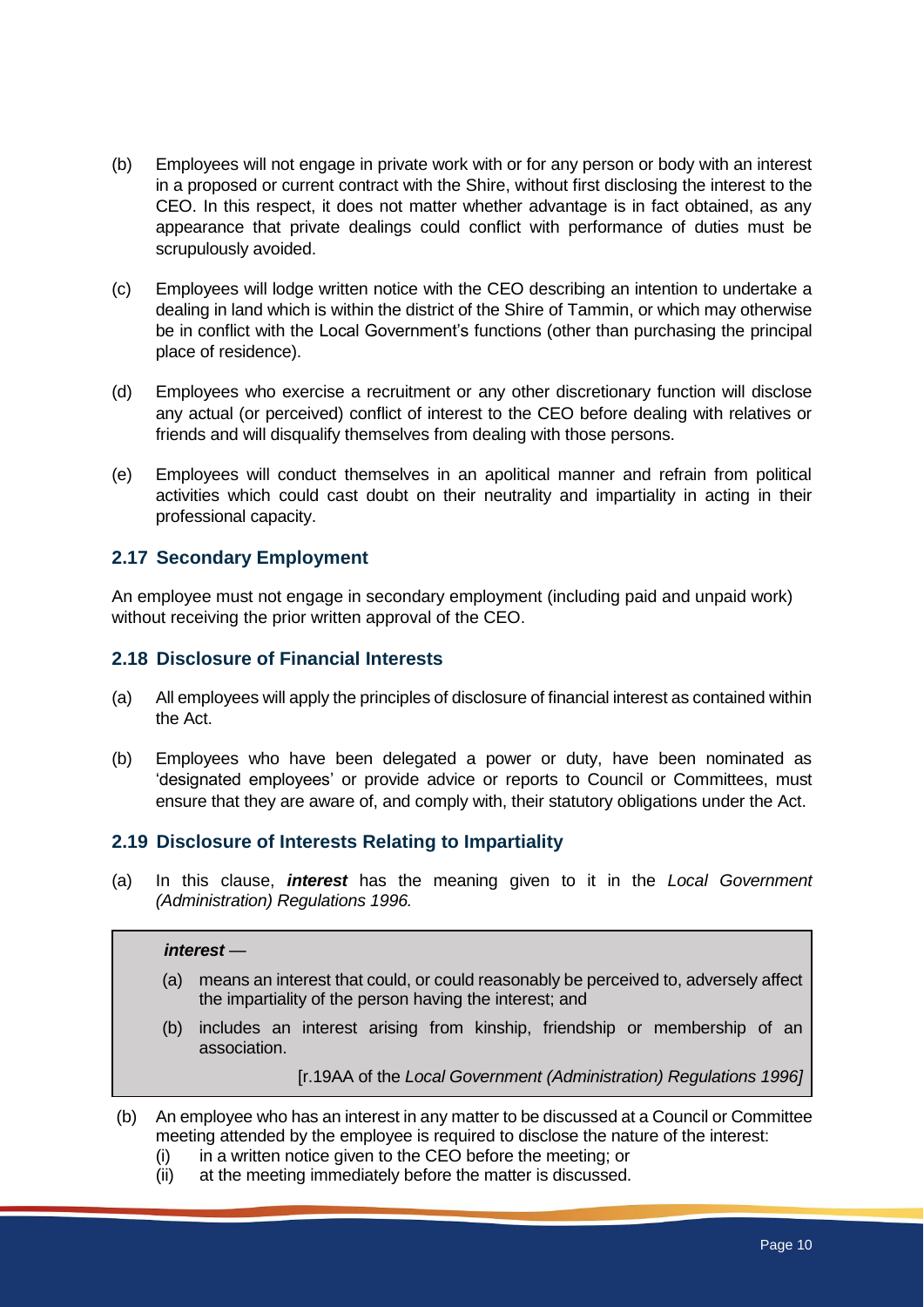(b) Employees will not engage in private work with or for any person or body with an interest in a proposed or current contract with the Shire, without first disclosing the interest to the CEO. In this respect, it does not matter whether advantage is in fact obtained, as any appearance that private dealings could conflict with performance of duties must be scrupulously avoided.

(c) Employees will lodge written notice with the CEO describing an intention to undertake a dealing in land which is within the district of the Shire of Tammin, or which may otherwise be in conflict with the Local Government's functions (other than purchasing the principal place of residence).

(d) Employees who exercise a recruitment or any other discretionary function will disclose any actual (or perceived) conflict of interest to the CEO before dealing with relatives or friends and will disqualify themselves from dealing with those persons.

(e) Employees will conduct themselves in an apolitical manner and refrain from political activities which could cast doubt on their neutrality and impartiality in acting in their professional capacity.

## 2.17 Secondary Employment

An employee must not engage in secondary employment (including paid and unpaid work) without receiving the prior written approval of the CEO.

## 2.18 Disclosure of Financial Interests

(a) All employees will apply the principles of disclosure of financial interest as contained within the Act.

(b) Employees who have been delegated a power or duty, have been nominated as 'designated employees' or provide advice or reports to Council or Committees, must ensure that they are aware of, and comply with, their statutory obligations under the Act.

## 2.19 Disclosure of Interests Relating to Impartiality

(a) In this clause, ***interest*** has the meaning given to it in the *Local Government (Administration) Regulations 1996.*

> ***interest*** —
>
> (a) means an interest that could, or could reasonably be perceived to, adversely affect the impartiality of the person having the interest; and
>
> (b) includes an interest arising from kinship, friendship or membership of an association.
>
> [r.19AA of the *Local Government (Administration) Regulations 1996]*

(b) An employee who has an interest in any matter to be discussed at a Council or Committee meeting attended by the employee is required to disclose the nature of the interest:

(i) in a written notice given to the CEO before the meeting; or

(ii) at the meeting immediately before the matter is discussed.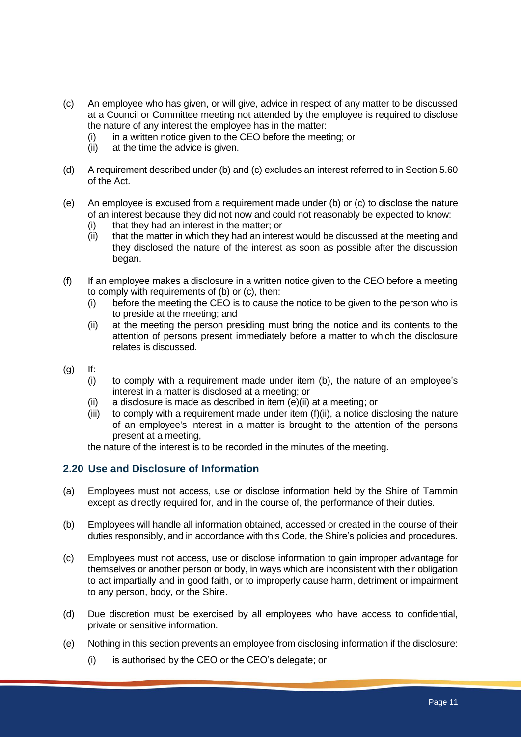(c) An employee who has given, or will give, advice in respect of any matter to be discussed at a Council or Committee meeting not attended by the employee is required to disclose the nature of any interest the employee has in the matter:
  (i) in a written notice given to the CEO before the meeting; or
  (ii) at the time the advice is given.

(d) A requirement described under (b) and (c) excludes an interest referred to in Section 5.60 of the Act.

(e) An employee is excused from a requirement made under (b) or (c) to disclose the nature of an interest because they did not now and could not reasonably be expected to know:
  (i) that they had an interest in the matter; or
  (ii) that the matter in which they had an interest would be discussed at the meeting and they disclosed the nature of the interest as soon as possible after the discussion began.

(f) If an employee makes a disclosure in a written notice given to the CEO before a meeting to comply with requirements of (b) or (c), then:
  (i) before the meeting the CEO is to cause the notice to be given to the person who is to preside at the meeting; and
  (ii) at the meeting the person presiding must bring the notice and its contents to the attention of persons present immediately before a matter to which the disclosure relates is discussed.

(g) If:
  (i) to comply with a requirement made under item (b), the nature of an employee's interest in a matter is disclosed at a meeting; or
  (ii) a disclosure is made as described in item (e)(ii) at a meeting; or
  (iii) to comply with a requirement made under item (f)(ii), a notice disclosing the nature of an employee's interest in a matter is brought to the attention of the persons present at a meeting,

  the nature of the interest is to be recorded in the minutes of the meeting.

## 2.20 Use and Disclosure of Information

(a) Employees must not access, use or disclose information held by the Shire of Tammin except as directly required for, and in the course of, the performance of their duties.

(b) Employees will handle all information obtained, accessed or created in the course of their duties responsibly, and in accordance with this Code, the Shire's policies and procedures.

(c) Employees must not access, use or disclose information to gain improper advantage for themselves or another person or body, in ways which are inconsistent with their obligation to act impartially and in good faith, or to improperly cause harm, detriment or impairment to any person, body, or the Shire.

(d) Due discretion must be exercised by all employees who have access to confidential, private or sensitive information.

(e) Nothing in this section prevents an employee from disclosing information if the disclosure:
  (i) is authorised by the CEO or the CEO's delegate; or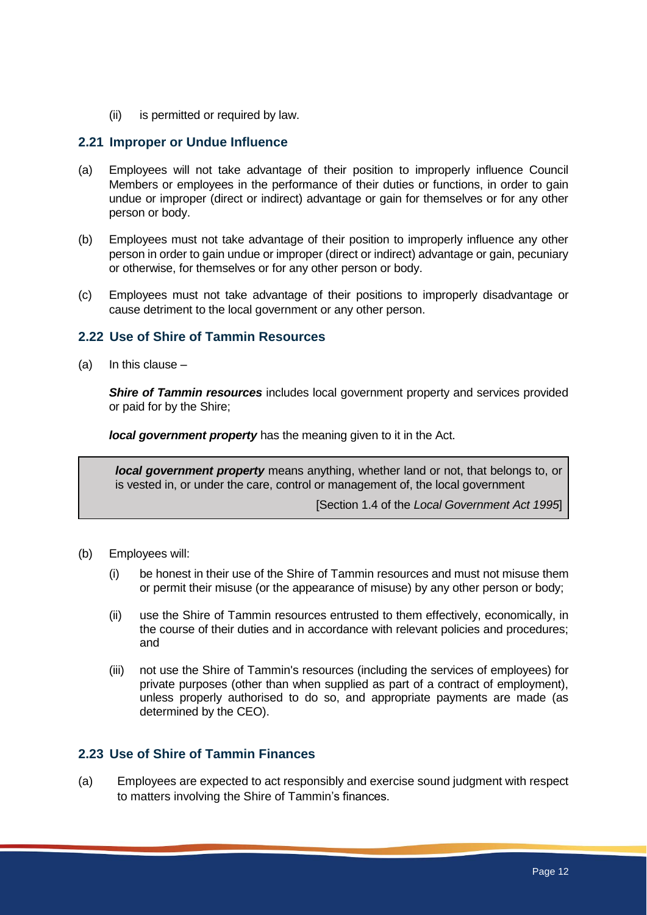(ii) is permitted or required by law.

## 2.21 Improper or Undue Influence

(a) Employees will not take advantage of their position to improperly influence Council Members or employees in the performance of their duties or functions, in order to gain undue or improper (direct or indirect) advantage or gain for themselves or for any other person or body.

(b) Employees must not take advantage of their position to improperly influence any other person in order to gain undue or improper (direct or indirect) advantage or gain, pecuniary or otherwise, for themselves or for any other person or body.

(c) Employees must not take advantage of their positions to improperly disadvantage or cause detriment to the local government or any other person.

## 2.22 Use of Shire of Tammin Resources

(a) In this clause –

***Shire of Tammin resources*** includes local government property and services provided or paid for by the Shire;

***local government property*** has the meaning given to it in the Act.

> ***local government property*** means anything, whether land or not, that belongs to, or is vested in, or under the care, control or management of, the local government
>
> [Section 1.4 of the *Local Government Act 1995*]

(b) Employees will:

(i) be honest in their use of the Shire of Tammin resources and must not misuse them or permit their misuse (or the appearance of misuse) by any other person or body;

(ii) use the Shire of Tammin resources entrusted to them effectively, economically, in the course of their duties and in accordance with relevant policies and procedures; and

(iii) not use the Shire of Tammin's resources (including the services of employees) for private purposes (other than when supplied as part of a contract of employment), unless properly authorised to do so, and appropriate payments are made (as determined by the CEO).

## 2.23 Use of Shire of Tammin Finances

(a) Employees are expected to act responsibly and exercise sound judgment with respect to matters involving the Shire of Tammin's finances.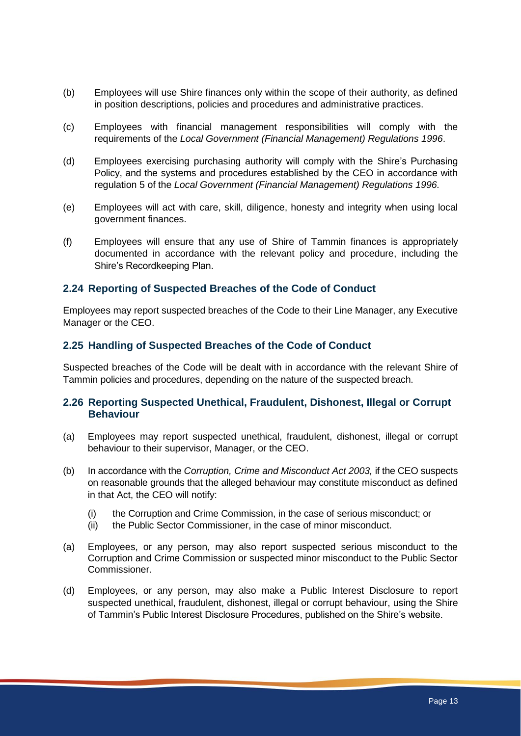(b) Employees will use Shire finances only within the scope of their authority, as defined in position descriptions, policies and procedures and administrative practices.

(c) Employees with financial management responsibilities will comply with the requirements of the *Local Government (Financial Management) Regulations 1996*.

(d) Employees exercising purchasing authority will comply with the Shire's Purchasing Policy, and the systems and procedures established by the CEO in accordance with regulation 5 of the *Local Government (Financial Management) Regulations 1996*.

(e) Employees will act with care, skill, diligence, honesty and integrity when using local government finances.

(f) Employees will ensure that any use of Shire of Tammin finances is appropriately documented in accordance with the relevant policy and procedure, including the Shire's Recordkeeping Plan.

## 2.24 Reporting of Suspected Breaches of the Code of Conduct

Employees may report suspected breaches of the Code to their Line Manager, any Executive Manager or the CEO.

## 2.25 Handling of Suspected Breaches of the Code of Conduct

Suspected breaches of the Code will be dealt with in accordance with the relevant Shire of Tammin policies and procedures, depending on the nature of the suspected breach.

## 2.26 Reporting Suspected Unethical, Fraudulent, Dishonest, Illegal or Corrupt Behaviour

(a) Employees may report suspected unethical, fraudulent, dishonest, illegal or corrupt behaviour to their supervisor, Manager, or the CEO.

(b) In accordance with the *Corruption, Crime and Misconduct Act 2003,* if the CEO suspects on reasonable grounds that the alleged behaviour may constitute misconduct as defined in that Act, the CEO will notify:

  (i) the Corruption and Crime Commission, in the case of serious misconduct; or
  (ii) the Public Sector Commissioner, in the case of minor misconduct.

(a) Employees, or any person, may also report suspected serious misconduct to the Corruption and Crime Commission or suspected minor misconduct to the Public Sector Commissioner.

(d) Employees, or any person, may also make a Public Interest Disclosure to report suspected unethical, fraudulent, dishonest, illegal or corrupt behaviour, using the Shire of Tammin's Public Interest Disclosure Procedures, published on the Shire's website.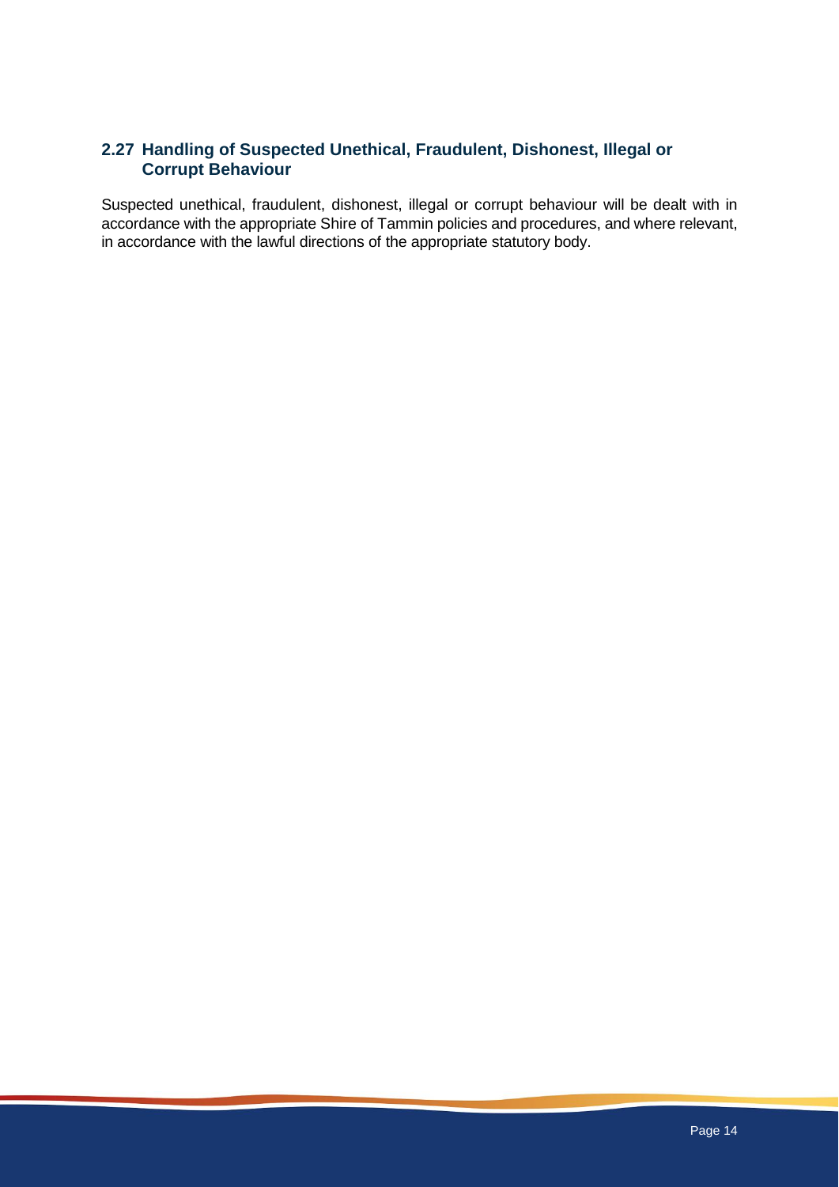### 2.27 Handling of Suspected Unethical, Fraudulent, Dishonest, Illegal or Corrupt Behaviour

Suspected unethical, fraudulent, dishonest, illegal or corrupt behaviour will be dealt with in accordance with the appropriate Shire of Tammin policies and procedures, and where relevant, in accordance with the lawful directions of the appropriate statutory body.